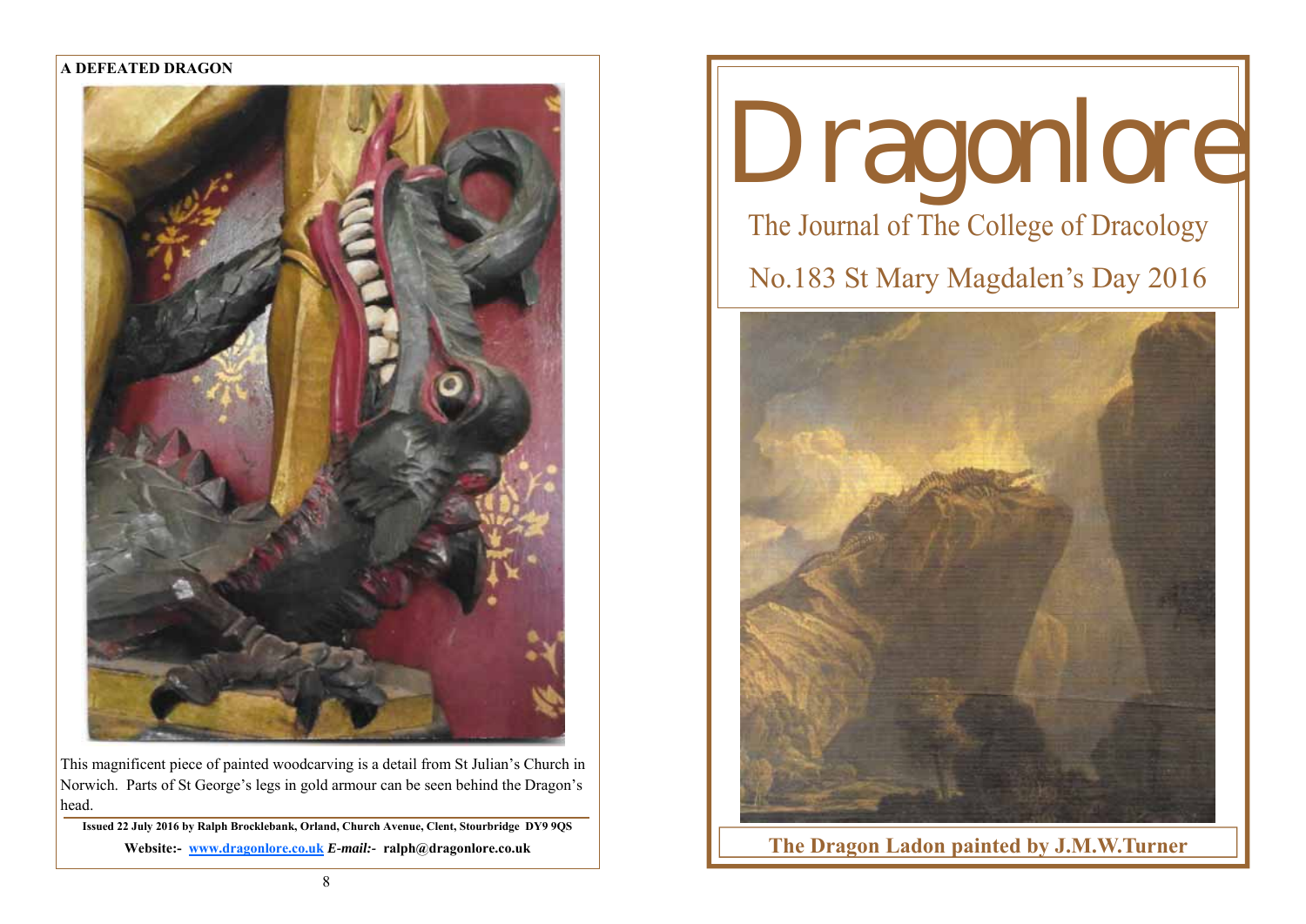**A DEFEATED DRAGON**

This magnificent piece of painted woodcarving is a detail from St Julian's Church in Norwich. Parts of St George's legs in gold armour can be seen behind the Dragon's head.

**Issued 22 July 2016 by Ralph Brocklebank, Orland, Church Avenue, Clent, Stourbridge DY9 9QS**

**Website:- [www.dragonlore.co.uk](http://www.dragonlore.co.uk)** ***E-mail:-*** **ralph@dragonlore.co.uk**

# Dragonlore

## The Journal of The College of Dracology

## No.183 St Mary Magdalen's Day 2016

**The Dragon Ladon painted by J.M.W.Turner**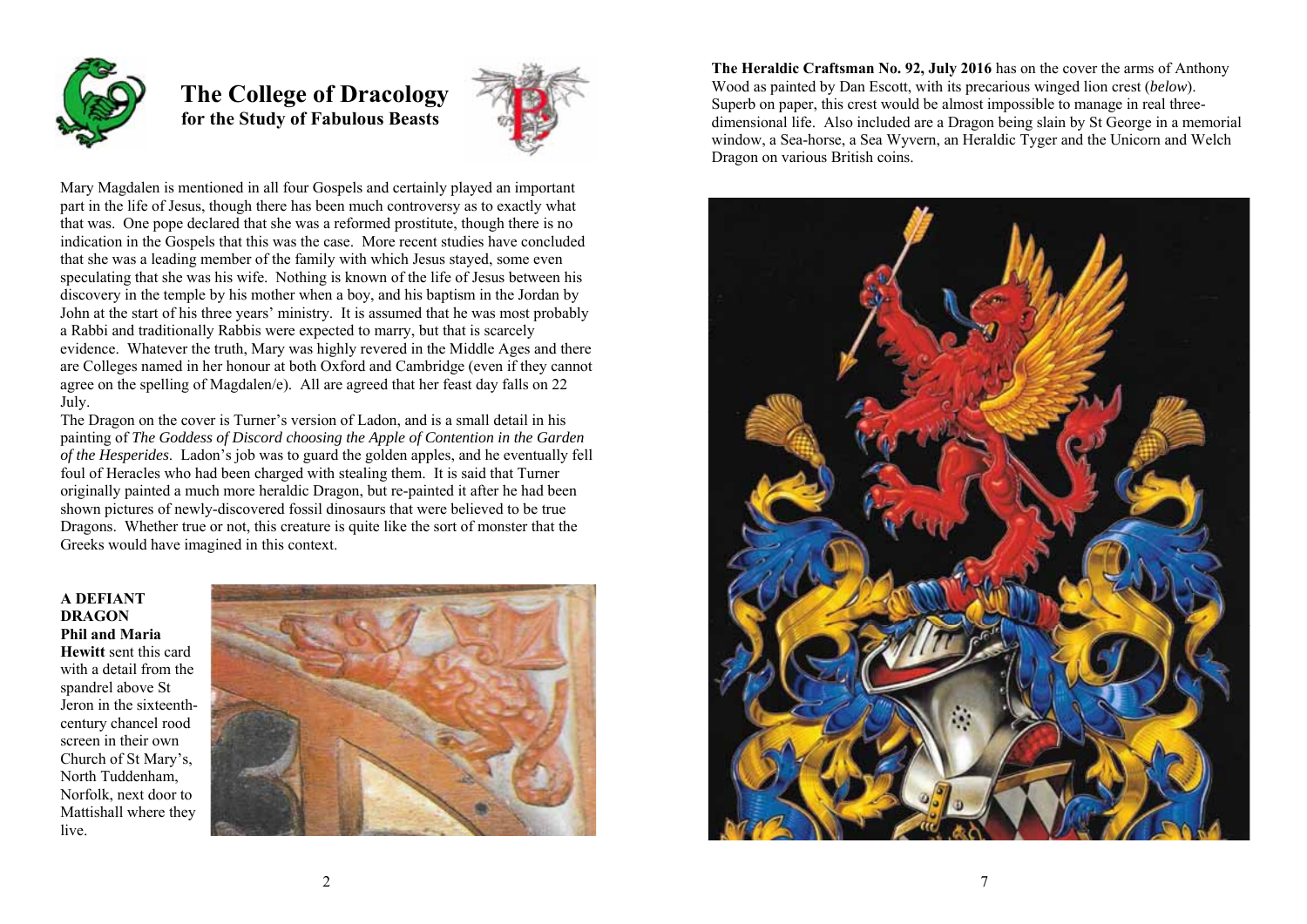# The College of Dracology
**for the Study of Fabulous Beasts**

Mary Magdalen is mentioned in all four Gospels and certainly played an important part in the life of Jesus, though there has been much controversy as to exactly what that was. One pope declared that she was a reformed prostitute, though there is no indication in the Gospels that this was the case. More recent studies have concluded that she was a leading member of the family with which Jesus stayed, some even speculating that she was his wife. Nothing is known of the life of Jesus between his discovery in the temple by his mother when a boy, and his baptism in the Jordan by John at the start of his three years' ministry. It is assumed that he was most probably a Rabbi and traditionally Rabbis were expected to marry, but that is scarcely evidence. Whatever the truth, Mary was highly revered in the Middle Ages and there are Colleges named in her honour at both Oxford and Cambridge (even if they cannot agree on the spelling of Magdalen/e). All are agreed that her feast day falls on 22 July.

The Dragon on the cover is Turner's version of Ladon, and is a small detail in his painting of *The Goddess of Discord choosing the Apple of Contention in the Garden of the Hesperides*. Ladon's job was to guard the golden apples, and he eventually fell foul of Heracles who had been charged with stealing them. It is said that Turner originally painted a much more heraldic Dragon, but re-painted it after he had been shown pictures of newly-discovered fossil dinosaurs that were believed to be true Dragons. Whether true or not, this creature is quite like the sort of monster that the Greeks would have imagined in this context.

**A DEFIANT DRAGON**

**Phil and Maria Hewitt** sent this card with a detail from the spandrel above St Jeron in the sixteenth-century chancel rood screen in their own Church of St Mary's, North Tuddenham, Norfolk, next door to Mattishall where they live.

**The Heraldic Craftsman No. 92, July 2016** has on the cover the arms of Anthony Wood as painted by Dan Escott, with its precarious winged lion crest (*below*). Superb on paper, this crest would be almost impossible to manage in real three-dimensional life. Also included are a Dragon being slain by St George in a memorial window, a Sea-horse, a Sea Wyvern, an Heraldic Tyger and the Unicorn and Welch Dragon on various British coins.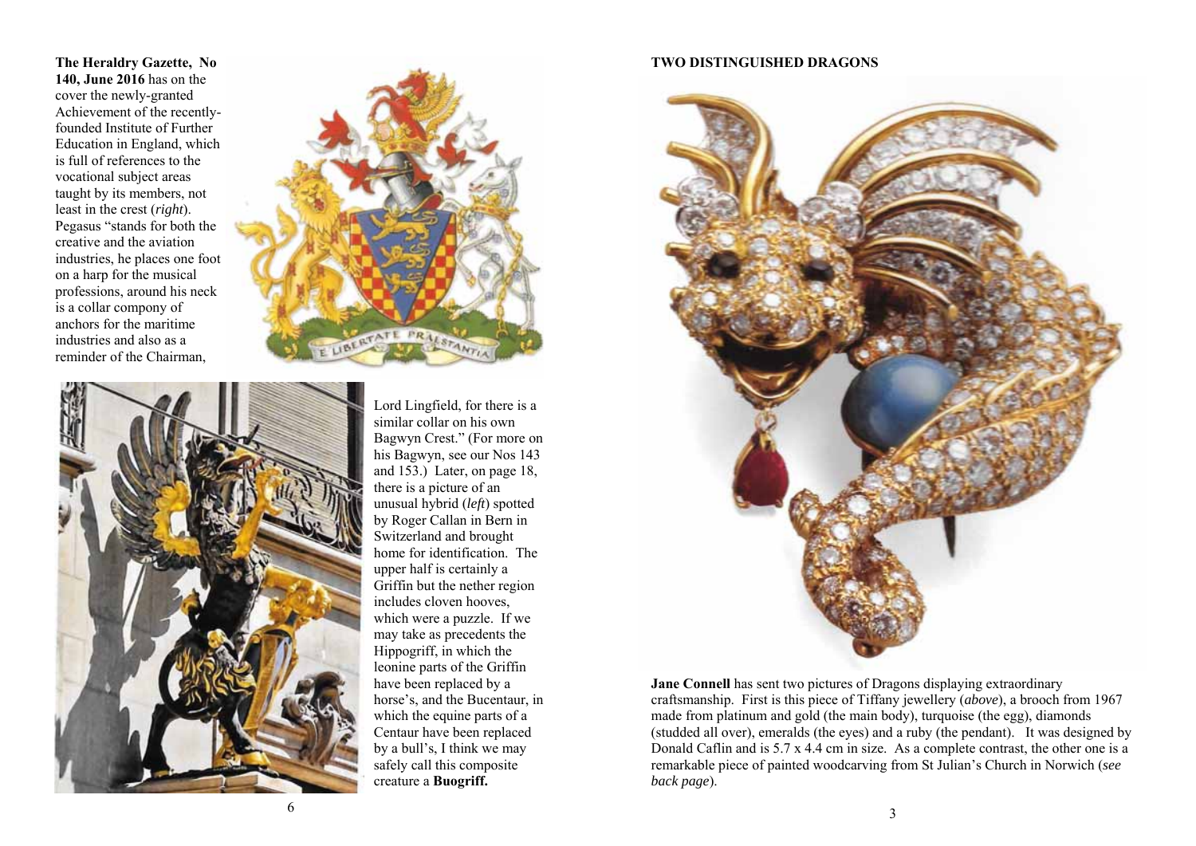**The Heraldry Gazette, No 140, June 2016** has on the cover the newly-granted Achievement of the recently-founded Institute of Further Education in England, which is full of references to the vocational subject areas taught by its members, not least in the crest (*right*). Pegasus "stands for both the creative and the aviation industries, he places one foot on a harp for the musical professions, around his neck is a collar compony of anchors for the maritime industries and also as a reminder of the Chairman, Lord Lingfield, for there is a similar collar on his own Bagwyn Crest." (For more on his Bagwyn, see our Nos 143 and 153.) Later, on page 18, there is a picture of an unusual hybrid (*left*) spotted by Roger Callan in Bern in Switzerland and brought home for identification. The upper half is certainly a Griffin but the nether region includes cloven hooves, which were a puzzle. If we may take as precedents the Hippogriff, in which the leonine parts of the Griffin have been replaced by a horse's, and the Bucentaur, in which the equine parts of a Centaur have been replaced by a bull's, I think we may safely call this composite creature a **Buogriff.**

## TWO DISTINGUISHED DRAGONS

**Jane Connell** has sent two pictures of Dragons displaying extraordinary craftsmanship. First is this piece of Tiffany jewellery (*above*), a brooch from 1967 made from platinum and gold (the main body), turquoise (the egg), diamonds (studded all over), emeralds (the eyes) and a ruby (the pendant). It was designed by Donald Caflin and is 5.7 x 4.4 cm in size. As a complete contrast, the other one is a remarkable piece of painted woodcarving from St Julian's Church in Norwich (*see back page*).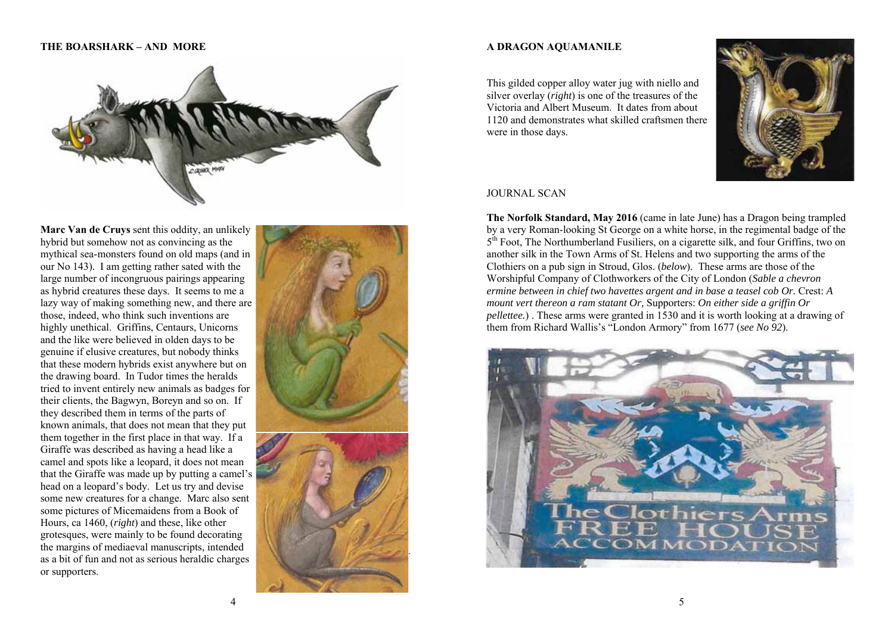## THE BOARSHARK – AND MORE

**Marc Van de Cruys** sent this oddity, an unlikely hybrid but somehow not as convincing as the mythical sea-monsters found on old maps (and in our No 143). I am getting rather sated with the large number of incongruous pairings appearing as hybrid creatures these days. It seems to me a lazy way of making something new, and there are those, indeed, who think such inventions are highly unethical. Griffins, Centaurs, Unicorns and the like were believed in olden days to be genuine if elusive creatures, but nobody thinks that these modern hybrids exist anywhere but on the drawing board. In Tudor times the heralds tried to invent entirely new animals as badges for their clients, the Bagwyn, Boreyn and so on. If they described them in terms of the parts of known animals, that does not mean that they put them together in the first place in that way. If a Giraffe was described as having a head like a camel and spots like a leopard, it does not mean that the Giraffe was made up by putting a camel's head on a leopard's body. Let us try and devise some new creatures for a change. Marc also sent some pictures of Micemaidens from a Book of Hours, ca 1460, (*right*) and these, like other grotesques, were mainly to be found decorating the margins of mediaeval manuscripts, intended as a bit of fun and not as serious heraldic charges or supporters.

## A DRAGON AQUAMANILE

This gilded copper alloy water jug with niello and silver overlay (*right*) is one of the treasures of the Victoria and Albert Museum. It dates from about 1120 and demonstrates what skilled craftsmen there were in those days.

## JOURNAL SCAN

**The Norfolk Standard, May 2016** (came in late June) has a Dragon being trampled by a very Roman-looking St George on a white horse, in the regimental badge of the 5th Foot, The Northumberland Fusiliers, on a cigarette silk, and four Griffins, two on another silk in the Town Arms of St. Helens and two supporting the arms of the Clothiers on a pub sign in Stroud, Glos. (*below*). These arms are those of the Worshipful Company of Clothworkers of the City of London (*Sable a chevron ermine between in chief two havettes argent and in base a teasel cob Or*. Crest: *A mount vert thereon a ram statant Or*, Supporters: *On either side a griffin Or pellettee.*) . These arms were granted in 1530 and it is worth looking at a drawing of them from Richard Wallis's "London Armory" from 1677 (*see No 92*).